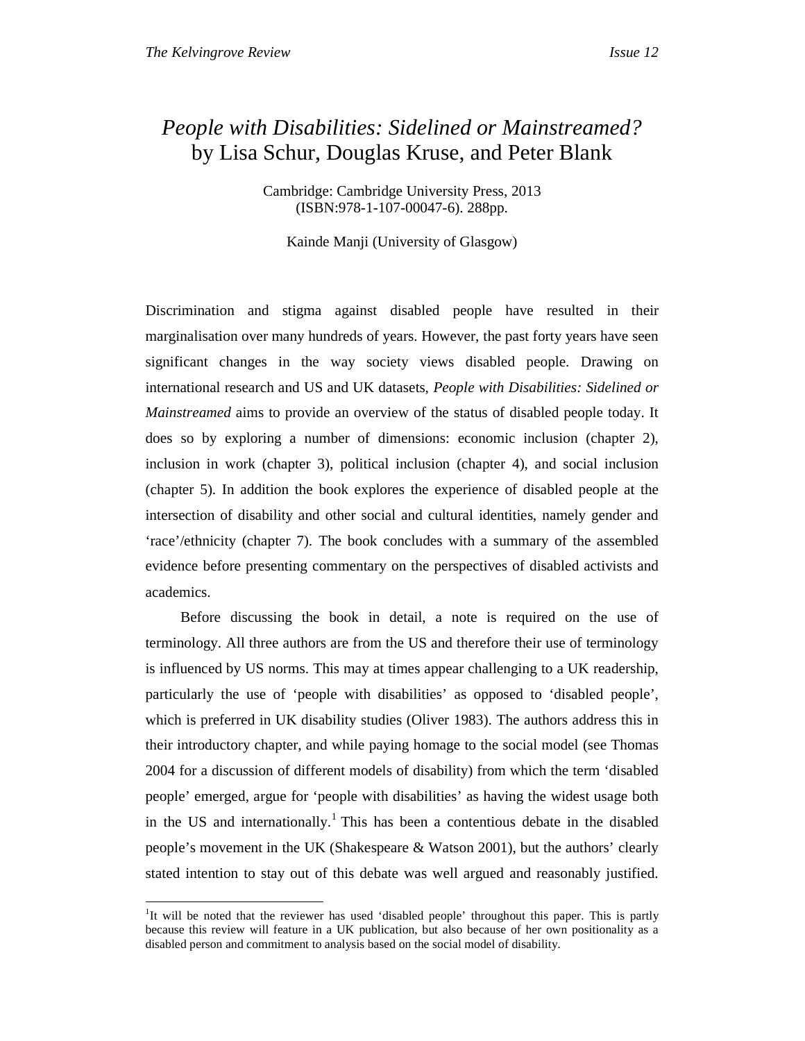# *People with Disabilities: Sidelined or Mainstreamed?* by Lisa Schur, Douglas Kruse, and Peter Blank

Cambridge: Cambridge University Press, 2013
(ISBN:978-1-107-00047-6). 288pp.

Kainde Manji (University of Glasgow)

Discrimination and stigma against disabled people have resulted in their marginalisation over many hundreds of years. However, the past forty years have seen significant changes in the way society views disabled people. Drawing on international research and US and UK datasets, *People with Disabilities: Sidelined or Mainstreamed* aims to provide an overview of the status of disabled people today. It does so by exploring a number of dimensions: economic inclusion (chapter 2), inclusion in work (chapter 3), political inclusion (chapter 4), and social inclusion (chapter 5). In addition the book explores the experience of disabled people at the intersection of disability and other social and cultural identities, namely gender and 'race'/ethnicity (chapter 7). The book concludes with a summary of the assembled evidence before presenting commentary on the perspectives of disabled activists and academics.

Before discussing the book in detail, a note is required on the use of terminology. All three authors are from the US and therefore their use of terminology is influenced by US norms. This may at times appear challenging to a UK readership, particularly the use of 'people with disabilities' as opposed to 'disabled people', which is preferred in UK disability studies (Oliver 1983). The authors address this in their introductory chapter, and while paying homage to the social model (see Thomas 2004 for a discussion of different models of disability) from which the term 'disabled people' emerged, argue for 'people with disabilities' as having the widest usage both in the US and internationally.[1] This has been a contentious debate in the disabled people's movement in the UK (Shakespeare & Watson 2001), but the authors' clearly stated intention to stay out of this debate was well argued and reasonably justified.

[1] It will be noted that the reviewer has used 'disabled people' throughout this paper. This is partly because this review will feature in a UK publication, but also because of her own positionality as a disabled person and commitment to analysis based on the social model of disability.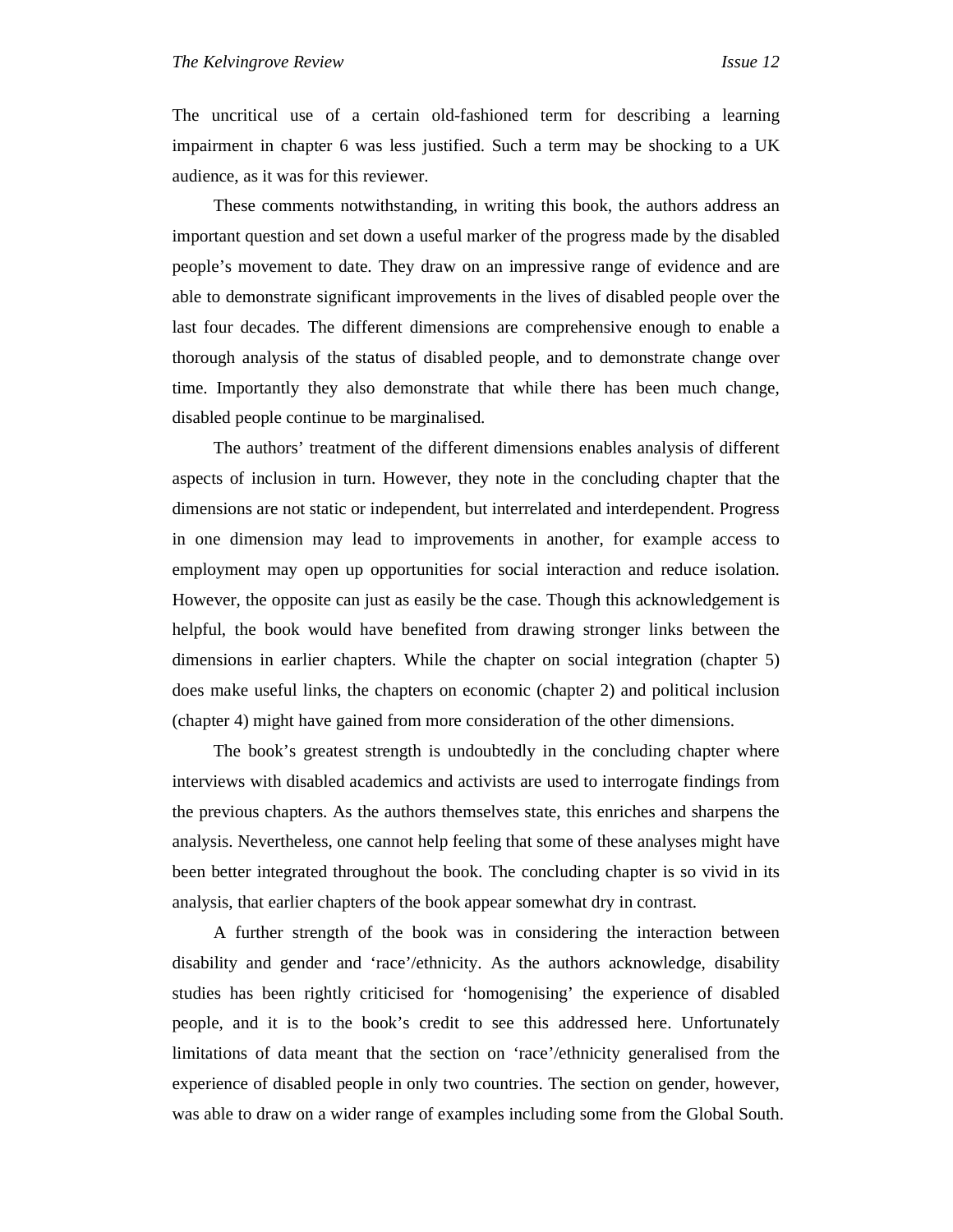The uncritical use of a certain old-fashioned term for describing a learning impairment in chapter 6 was less justified. Such a term may be shocking to a UK audience, as it was for this reviewer.

These comments notwithstanding, in writing this book, the authors address an important question and set down a useful marker of the progress made by the disabled people's movement to date. They draw on an impressive range of evidence and are able to demonstrate significant improvements in the lives of disabled people over the last four decades. The different dimensions are comprehensive enough to enable a thorough analysis of the status of disabled people, and to demonstrate change over time. Importantly they also demonstrate that while there has been much change, disabled people continue to be marginalised.

The authors' treatment of the different dimensions enables analysis of different aspects of inclusion in turn. However, they note in the concluding chapter that the dimensions are not static or independent, but interrelated and interdependent. Progress in one dimension may lead to improvements in another, for example access to employment may open up opportunities for social interaction and reduce isolation. However, the opposite can just as easily be the case. Though this acknowledgement is helpful, the book would have benefited from drawing stronger links between the dimensions in earlier chapters. While the chapter on social integration (chapter 5) does make useful links, the chapters on economic (chapter 2) and political inclusion (chapter 4) might have gained from more consideration of the other dimensions.

The book's greatest strength is undoubtedly in the concluding chapter where interviews with disabled academics and activists are used to interrogate findings from the previous chapters. As the authors themselves state, this enriches and sharpens the analysis. Nevertheless, one cannot help feeling that some of these analyses might have been better integrated throughout the book. The concluding chapter is so vivid in its analysis, that earlier chapters of the book appear somewhat dry in contrast.

A further strength of the book was in considering the interaction between disability and gender and 'race'/ethnicity. As the authors acknowledge, disability studies has been rightly criticised for 'homogenising' the experience of disabled people, and it is to the book's credit to see this addressed here. Unfortunately limitations of data meant that the section on 'race'/ethnicity generalised from the experience of disabled people in only two countries. The section on gender, however, was able to draw on a wider range of examples including some from the Global South.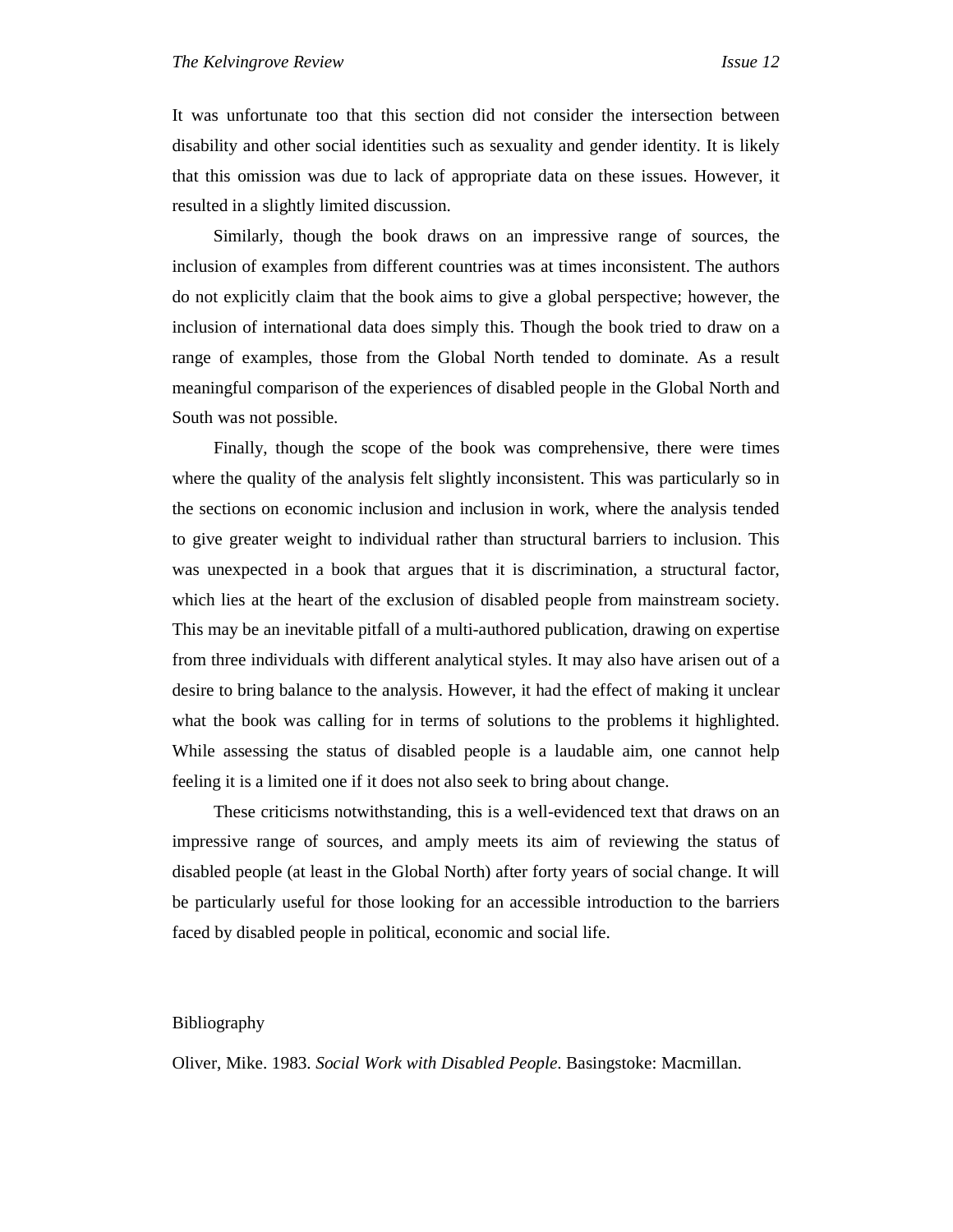It was unfortunate too that this section did not consider the intersection between disability and other social identities such as sexuality and gender identity. It is likely that this omission was due to lack of appropriate data on these issues. However, it resulted in a slightly limited discussion.

Similarly, though the book draws on an impressive range of sources, the inclusion of examples from different countries was at times inconsistent. The authors do not explicitly claim that the book aims to give a global perspective; however, the inclusion of international data does simply this. Though the book tried to draw on a range of examples, those from the Global North tended to dominate. As a result meaningful comparison of the experiences of disabled people in the Global North and South was not possible.

Finally, though the scope of the book was comprehensive, there were times where the quality of the analysis felt slightly inconsistent. This was particularly so in the sections on economic inclusion and inclusion in work, where the analysis tended to give greater weight to individual rather than structural barriers to inclusion. This was unexpected in a book that argues that it is discrimination, a structural factor, which lies at the heart of the exclusion of disabled people from mainstream society. This may be an inevitable pitfall of a multi-authored publication, drawing on expertise from three individuals with different analytical styles. It may also have arisen out of a desire to bring balance to the analysis. However, it had the effect of making it unclear what the book was calling for in terms of solutions to the problems it highlighted. While assessing the status of disabled people is a laudable aim, one cannot help feeling it is a limited one if it does not also seek to bring about change.

These criticisms notwithstanding, this is a well-evidenced text that draws on an impressive range of sources, and amply meets its aim of reviewing the status of disabled people (at least in the Global North) after forty years of social change. It will be particularly useful for those looking for an accessible introduction to the barriers faced by disabled people in political, economic and social life.

## Bibliography

Oliver, Mike. 1983. *Social Work with Disabled People*. Basingstoke: Macmillan.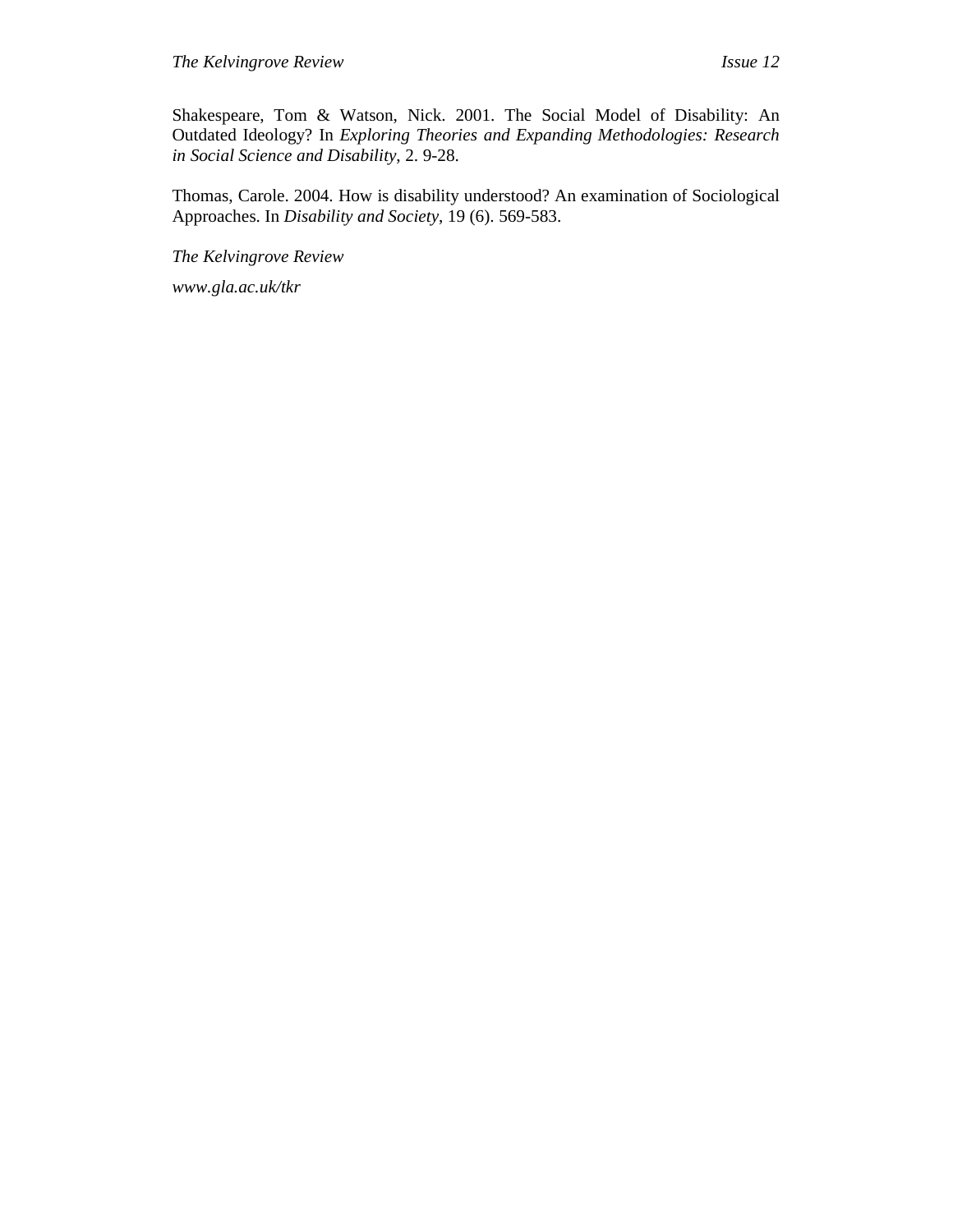Shakespeare, Tom & Watson, Nick. 2001. The Social Model of Disability: An Outdated Ideology? In *Exploring Theories and Expanding Methodologies: Research in Social Science and Disability*, 2. 9-28.

Thomas, Carole. 2004. How is disability understood? An examination of Sociological Approaches. In *Disability and Society*, 19 (6). 569-583.

*The Kelvingrove Review*

*www.gla.ac.uk/tkr*